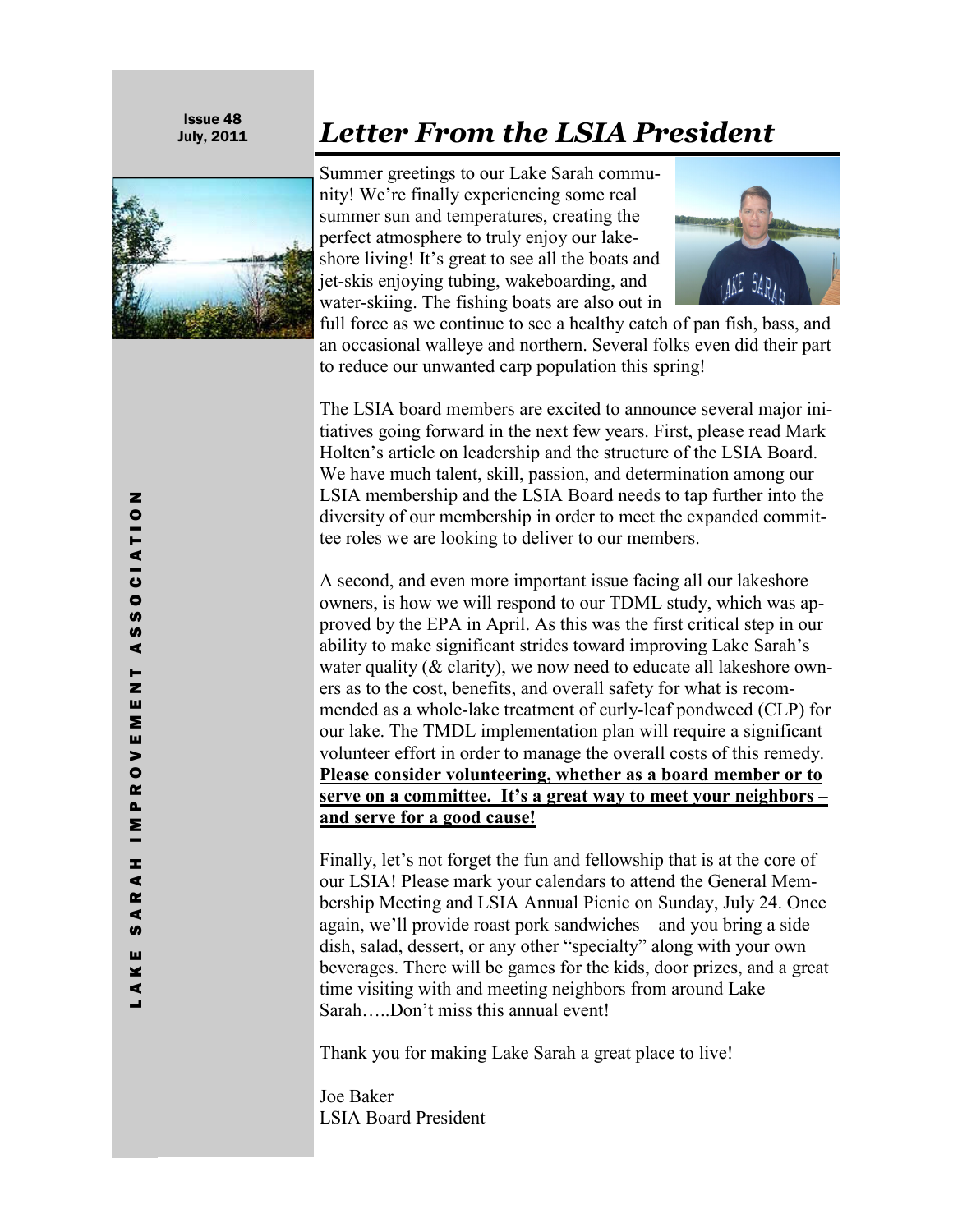Issue 48
July, 2011

# *Letter From the LSIA President*

Summer greetings to our Lake Sarah community! We're finally experiencing some real summer sun and temperatures, creating the perfect atmosphere to truly enjoy our lakeshore living! It's great to see all the boats and jet-skis enjoying tubing, wakeboarding, and water-skiing. The fishing boats are also out in full force as we continue to see a healthy catch of pan fish, bass, and an occasional walleye and northern. Several folks even did their part to reduce our unwanted carp population this spring!

The LSIA board members are excited to announce several major initiatives going forward in the next few years. First, please read Mark Holten's article on leadership and the structure of the LSIA Board. We have much talent, skill, passion, and determination among our LSIA membership and the LSIA Board needs to tap further into the diversity of our membership in order to meet the expanded committee roles we are looking to deliver to our members.

A second, and even more important issue facing all our lakeshore owners, is how we will respond to our TDML study, which was approved by the EPA in April. As this was the first critical step in our ability to make significant strides toward improving Lake Sarah's water quality (& clarity), we now need to educate all lakeshore owners as to the cost, benefits, and overall safety for what is recommended as a whole-lake treatment of curly-leaf pondweed (CLP) for our lake. The TMDL implementation plan will require a significant volunteer effort in order to manage the overall costs of this remedy. **Please consider volunteering, whether as a board member or to serve on a committee. It's a great way to meet your neighbors – and serve for a good cause!**

Finally, let's not forget the fun and fellowship that is at the core of our LSIA! Please mark your calendars to attend the General Membership Meeting and LSIA Annual Picnic on Sunday, July 24. Once again, we'll provide roast pork sandwiches – and you bring a side dish, salad, dessert, or any other "specialty" along with your own beverages. There will be games for the kids, door prizes, and a great time visiting with and meeting neighbors from around Lake Sarah…..Don't miss this annual event!

Thank you for making Lake Sarah a great place to live!

Joe Baker
LSIA Board President

LAKE SARAH IMPROVEMENT ASSOCIATION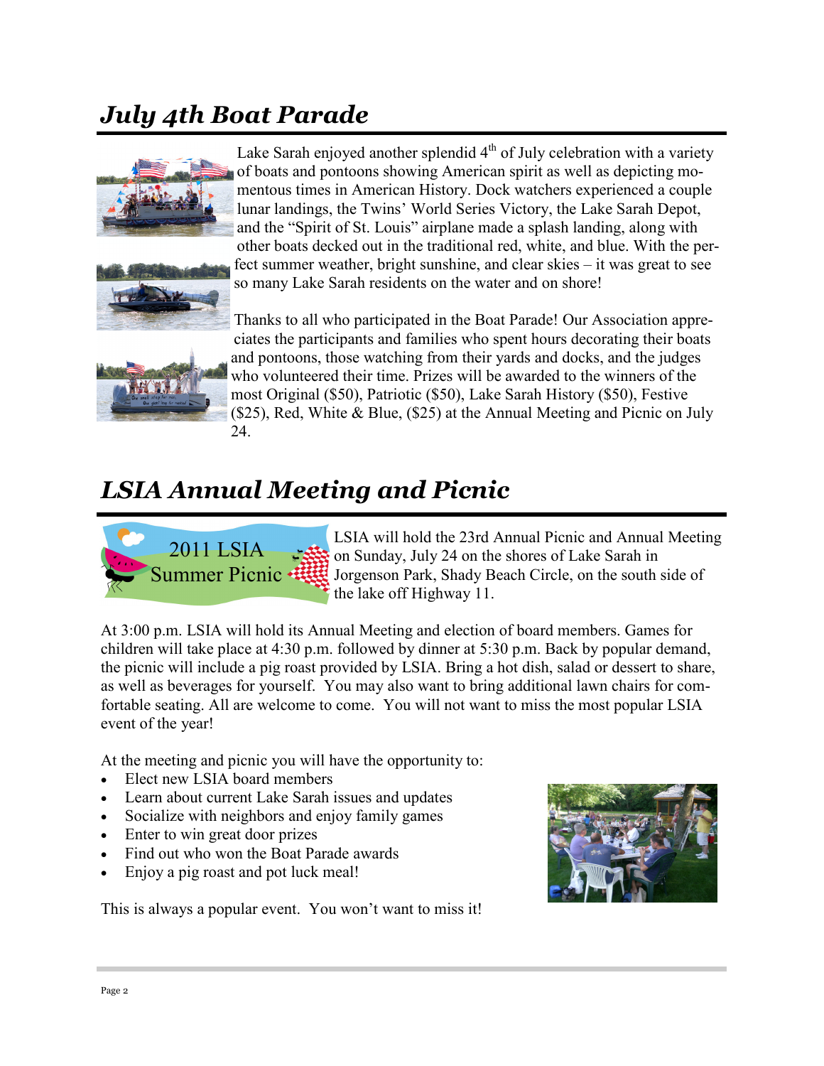## July 4th Boat Parade

Lake Sarah enjoyed another splendid 4th of July celebration with a variety of boats and pontoons showing American spirit as well as depicting momentous times in American History. Dock watchers experienced a couple lunar landings, the Twins' World Series Victory, the Lake Sarah Depot, and the "Spirit of St. Louis" airplane made a splash landing, along with other boats decked out in the traditional red, white, and blue. With the perfect summer weather, bright sunshine, and clear skies – it was great to see so many Lake Sarah residents on the water and on shore!

Thanks to all who participated in the Boat Parade! Our Association appreciates the participants and families who spent hours decorating their boats and pontoons, those watching from their yards and docks, and the judges who volunteered their time. Prizes will be awarded to the winners of the most Original ($50), Patriotic ($50), Lake Sarah History ($50), Festive ($25), Red, White & Blue, ($25) at the Annual Meeting and Picnic on July 24.

## LSIA Annual Meeting and Picnic

2011 LSIA Summer Picnic

LSIA will hold the 23rd Annual Picnic and Annual Meeting on Sunday, July 24 on the shores of Lake Sarah in Jorgenson Park, Shady Beach Circle, on the south side of the lake off Highway 11.

At 3:00 p.m. LSIA will hold its Annual Meeting and election of board members. Games for children will take place at 4:30 p.m. followed by dinner at 5:30 p.m. Back by popular demand, the picnic will include a pig roast provided by LSIA. Bring a hot dish, salad or dessert to share, as well as beverages for yourself. You may also want to bring additional lawn chairs for comfortable seating. All are welcome to come. You will not want to miss the most popular LSIA event of the year!

At the meeting and picnic you will have the opportunity to:

- Elect new LSIA board members
- Learn about current Lake Sarah issues and updates
- Socialize with neighbors and enjoy family games
- Enter to win great door prizes
- Find out who won the Boat Parade awards
- Enjoy a pig roast and pot luck meal!

This is always a popular event. You won't want to miss it!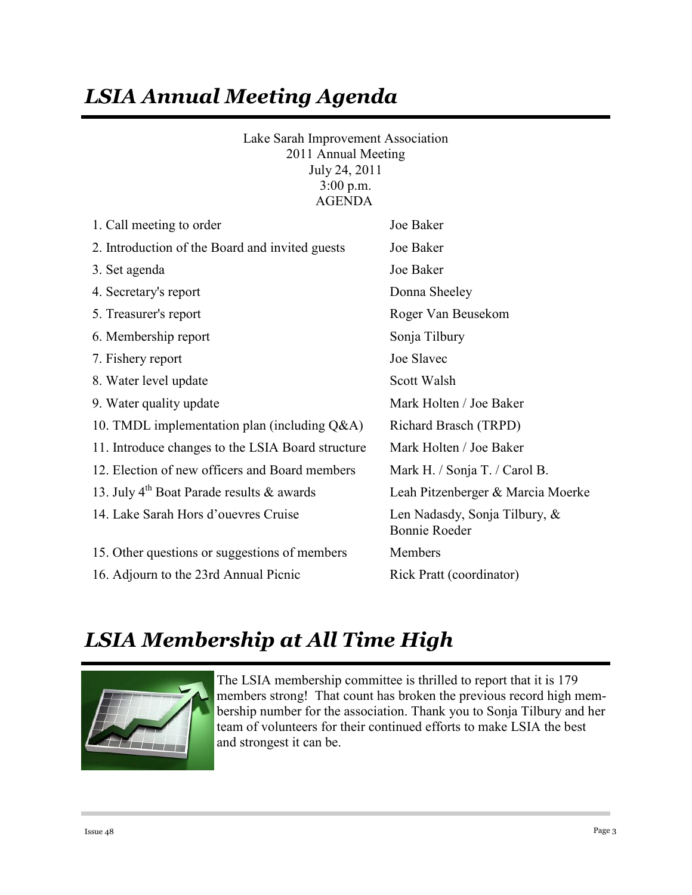# *LSIA Annual Meeting Agenda*

Lake Sarah Improvement Association
2011 Annual Meeting
July 24, 2011
3:00 p.m.
AGENDA

| Item | Presenter |
|---|---|
| 1. Call meeting to order | Joe Baker |
| 2. Introduction of the Board and invited guests | Joe Baker |
| 3. Set agenda | Joe Baker |
| 4. Secretary's report | Donna Sheeley |
| 5. Treasurer's report | Roger Van Beusekom |
| 6. Membership report | Sonja Tilbury |
| 7. Fishery report | Joe Slavec |
| 8. Water level update | Scott Walsh |
| 9. Water quality update | Mark Holten / Joe Baker |
| 10. TMDL implementation plan (including Q&A) | Richard Brasch (TRPD) |
| 11. Introduce changes to the LSIA Board structure | Mark Holten / Joe Baker |
| 12. Election of new officers and Board members | Mark H. / Sonja T. / Carol B. |
| 13. July 4th Boat Parade results & awards | Leah Pitzenberger & Marcia Moerke |
| 14. Lake Sarah Hors d'ouevres Cruise | Len Nadasdy, Sonja Tilbury, & Bonnie Roeder |
| 15. Other questions or suggestions of members | Members |
| 16. Adjourn to the 23rd Annual Picnic | Rick Pratt (coordinator) |

# *LSIA Membership at All Time High*

The LSIA membership committee is thrilled to report that it is 179 members strong! That count has broken the previous record high membership number for the association. Thank you to Sonja Tilbury and her team of volunteers for their continued efforts to make LSIA the best and strongest it can be.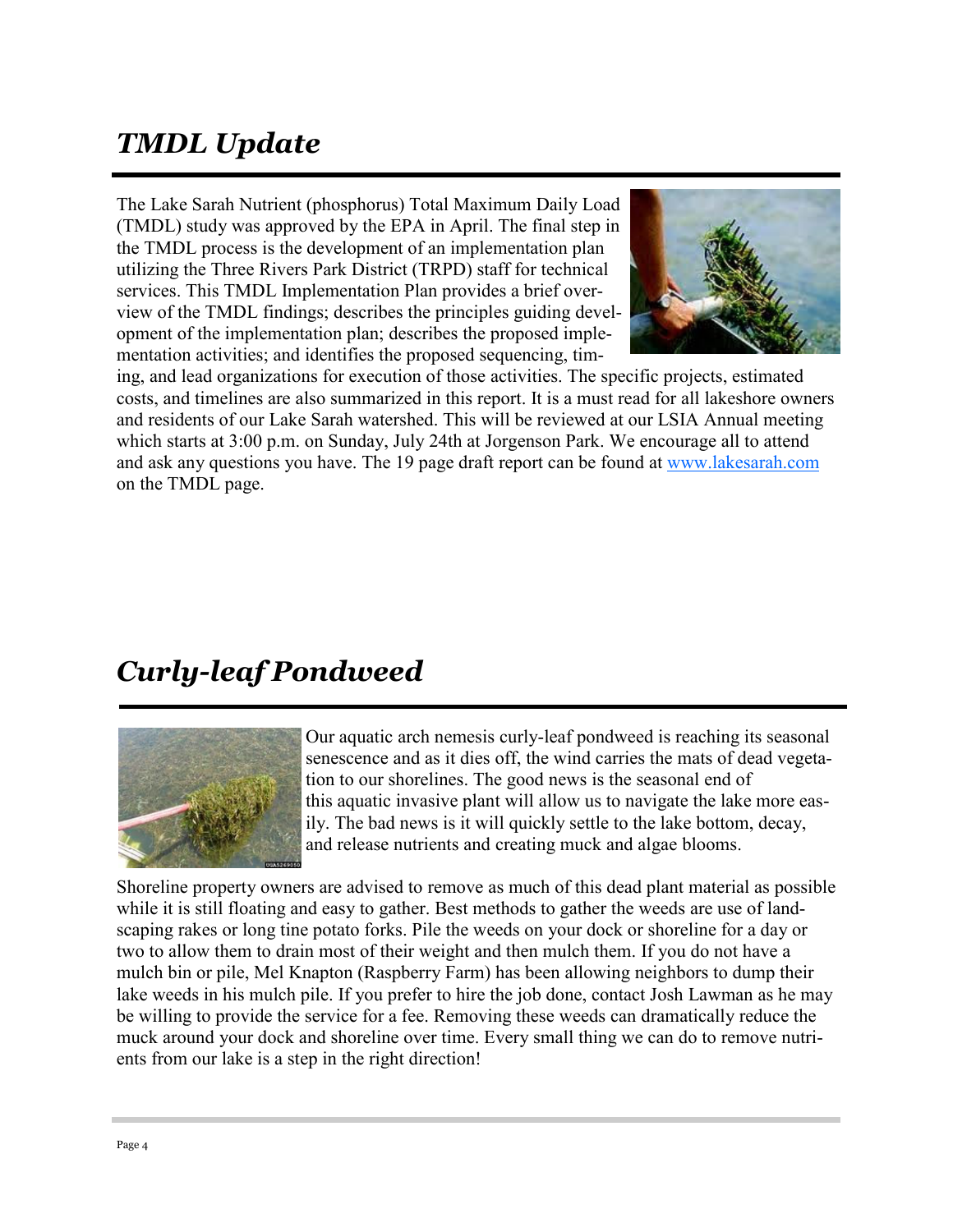# *TMDL Update*

The Lake Sarah Nutrient (phosphorus) Total Maximum Daily Load (TMDL) study was approved by the EPA in April. The final step in the TMDL process is the development of an implementation plan utilizing the Three Rivers Park District (TRPD) staff for technical services. This TMDL Implementation Plan provides a brief overview of the TMDL findings; describes the principles guiding development of the implementation plan; describes the proposed implementation activities; and identifies the proposed sequencing, timing, and lead organizations for execution of those activities. The specific projects, estimated costs, and timelines are also summarized in this report. It is a must read for all lakeshore owners and residents of our Lake Sarah watershed. This will be reviewed at our LSIA Annual meeting which starts at 3:00 p.m. on Sunday, July 24th at Jorgenson Park. We encourage all to attend and ask any questions you have. The 19 page draft report can be found at www.lakesarah.com on the TMDL page.

# *Curly-leaf Pondweed*

Our aquatic arch nemesis curly-leaf pondweed is reaching its seasonal senescence and as it dies off, the wind carries the mats of dead vegetation to our shorelines. The good news is the seasonal end of this aquatic invasive plant will allow us to navigate the lake more easily. The bad news is it will quickly settle to the lake bottom, decay, and release nutrients and creating muck and algae blooms.

Shoreline property owners are advised to remove as much of this dead plant material as possible while it is still floating and easy to gather. Best methods to gather the weeds are use of landscaping rakes or long tine potato forks. Pile the weeds on your dock or shoreline for a day or two to allow them to drain most of their weight and then mulch them. If you do not have a mulch bin or pile, Mel Knapton (Raspberry Farm) has been allowing neighbors to dump their lake weeds in his mulch pile. If you prefer to hire the job done, contact Josh Lawman as he may be willing to provide the service for a fee. Removing these weeds can dramatically reduce the muck around your dock and shoreline over time. Every small thing we can do to remove nutrients from our lake is a step in the right direction!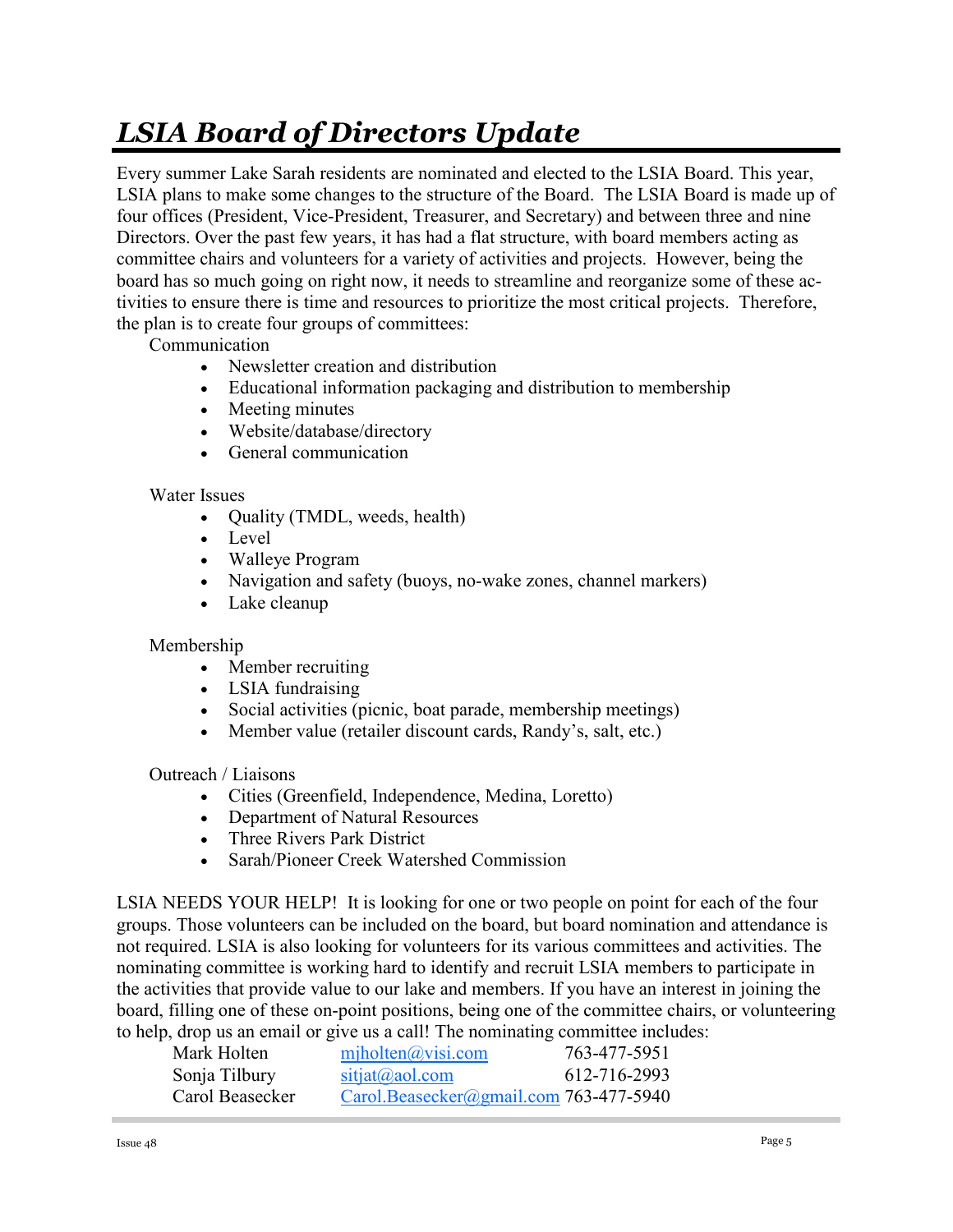# *LSIA Board of Directors Update*

Every summer Lake Sarah residents are nominated and elected to the LSIA Board. This year, LSIA plans to make some changes to the structure of the Board. The LSIA Board is made up of four offices (President, Vice-President, Treasurer, and Secretary) and between three and nine Directors. Over the past few years, it has had a flat structure, with board members acting as committee chairs and volunteers for a variety of activities and projects. However, being the board has so much going on right now, it needs to streamline and reorganize some of these activities to ensure there is time and resources to prioritize the most critical projects. Therefore, the plan is to create four groups of committees:

Communication

- Newsletter creation and distribution
- Educational information packaging and distribution to membership
- Meeting minutes
- Website/database/directory
- General communication

Water Issues

- Quality (TMDL, weeds, health)
- Level
- Walleye Program
- Navigation and safety (buoys, no-wake zones, channel markers)
- Lake cleanup

Membership

- Member recruiting
- LSIA fundraising
- Social activities (picnic, boat parade, membership meetings)
- Member value (retailer discount cards, Randy's, salt, etc.)

Outreach / Liaisons

- Cities (Greenfield, Independence, Medina, Loretto)
- Department of Natural Resources
- Three Rivers Park District
- Sarah/Pioneer Creek Watershed Commission

LSIA NEEDS YOUR HELP! It is looking for one or two people on point for each of the four groups. Those volunteers can be included on the board, but board nomination and attendance is not required. LSIA is also looking for volunteers for its various committees and activities. The nominating committee is working hard to identify and recruit LSIA members to participate in the activities that provide value to our lake and members. If you have an interest in joining the board, filling one of these on-point positions, being one of the committee chairs, or volunteering to help, drop us an email or give us a call! The nominating committee includes:

| | | |
|---|---|---|
| Mark Holten | mjholten@visi.com | 763-477-5951 |
| Sonja Tilbury | sitjat@aol.com | 612-716-2993 |
| Carol Beasecker | Carol.Beasecker@gmail.com | 763-477-5940 |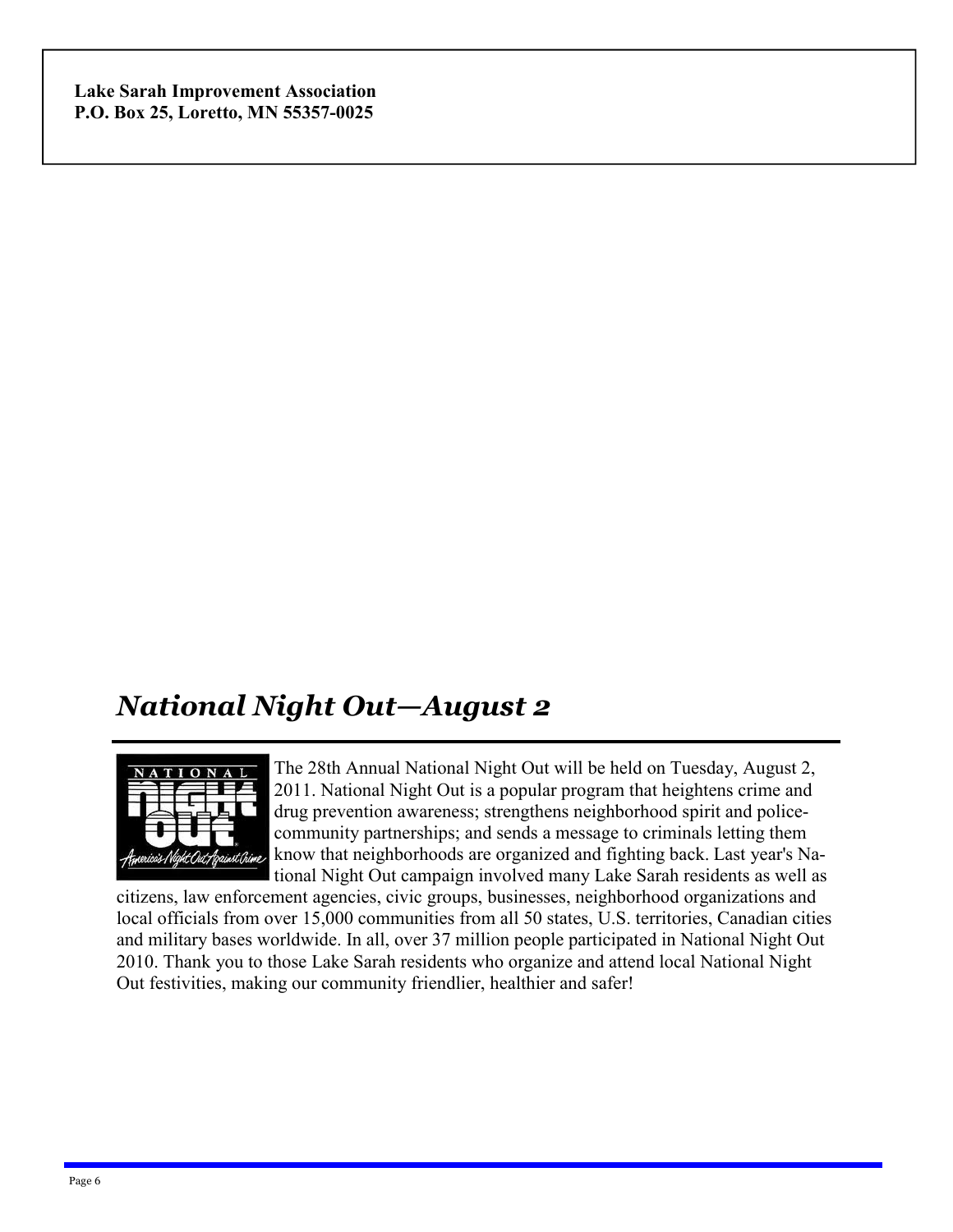**Lake Sarah Improvement Association**
**P.O. Box 25, Loretto, MN 55357-0025**

## *National Night Out—August 2*

The 28th Annual National Night Out will be held on Tuesday, August 2, 2011. National Night Out is a popular program that heightens crime and drug prevention awareness; strengthens neighborhood spirit and police-community partnerships; and sends a message to criminals letting them know that neighborhoods are organized and fighting back. Last year's National Night Out campaign involved many Lake Sarah residents as well as citizens, law enforcement agencies, civic groups, businesses, neighborhood organizations and local officials from over 15,000 communities from all 50 states, U.S. territories, Canadian cities and military bases worldwide. In all, over 37 million people participated in National Night Out 2010. Thank you to those Lake Sarah residents who organize and attend local National Night Out festivities, making our community friendlier, healthier and safer!